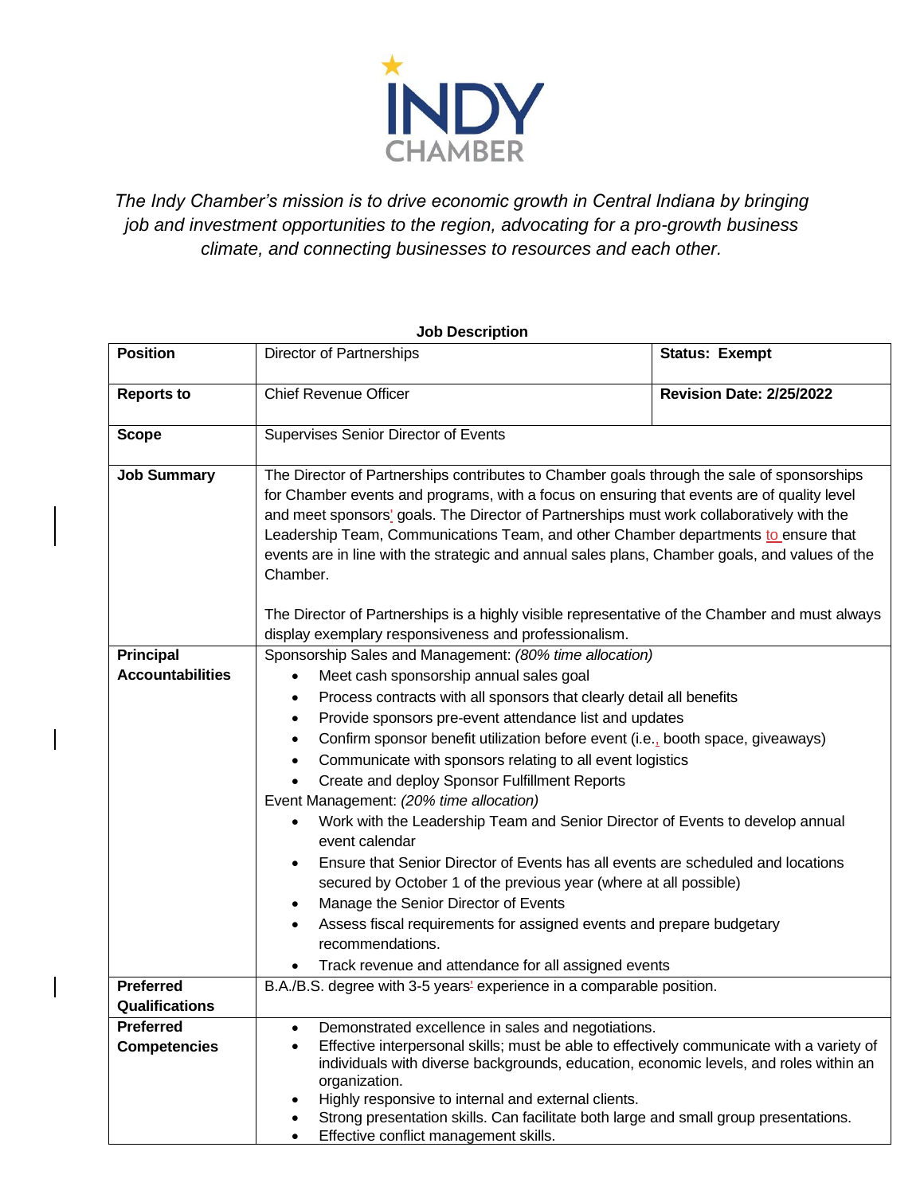INDY CHAMBER

*The Indy Chamber's mission is to drive economic growth in Central Indiana by bringing job and investment opportunities to the region, advocating for a pro-growth business climate, and connecting businesses to resources and each other.*

**Job Description**

| **Position** | Director of Partnerships | **Status: Exempt** |
|---|---|---|
| **Reports to** | Chief Revenue Officer | **Revision Date: 2/25/2022** |
| **Scope** | Supervises Senior Director of Events | |
| **Job Summary** | The Director of Partnerships contributes to Chamber goals through the sale of sponsorships for Chamber events and programs, with a focus on ensuring that events are of quality level and meet sponsors' goals. The Director of Partnerships must work collaboratively with the Leadership Team, Communications Team, and other Chamber departments to ensure that events are in line with the strategic and annual sales plans, Chamber goals, and values of the Chamber.<br><br>The Director of Partnerships is a highly visible representative of the Chamber and must always display exemplary responsiveness and professionalism. | |
| **Principal Accountabilities** | Sponsorship Sales and Management: *(80% time allocation)*<br>• Meet cash sponsorship annual sales goal<br>• Process contracts with all sponsors that clearly detail all benefits<br>• Provide sponsors pre-event attendance list and updates<br>• Confirm sponsor benefit utilization before event (i.e., booth space, giveaways)<br>• Communicate with sponsors relating to all event logistics<br>• Create and deploy Sponsor Fulfillment Reports<br>Event Management: *(20% time allocation)*<br>• Work with the Leadership Team and Senior Director of Events to develop annual event calendar<br>• Ensure that Senior Director of Events has all events are scheduled and locations secured by October 1 of the previous year (where at all possible)<br>• Manage the Senior Director of Events<br>• Assess fiscal requirements for assigned events and prepare budgetary recommendations.<br>• Track revenue and attendance for all assigned events | |
| **Preferred Qualifications** | B.A./B.S. degree with 3-5 years' experience in a comparable position. | |
| **Preferred Competencies** | • Demonstrated excellence in sales and negotiations.<br>• Effective interpersonal skills; must be able to effectively communicate with a variety of individuals with diverse backgrounds, education, economic levels, and roles within an organization.<br>• Highly responsive to internal and external clients.<br>• Strong presentation skills. Can facilitate both large and small group presentations.<br>• Effective conflict management skills. | |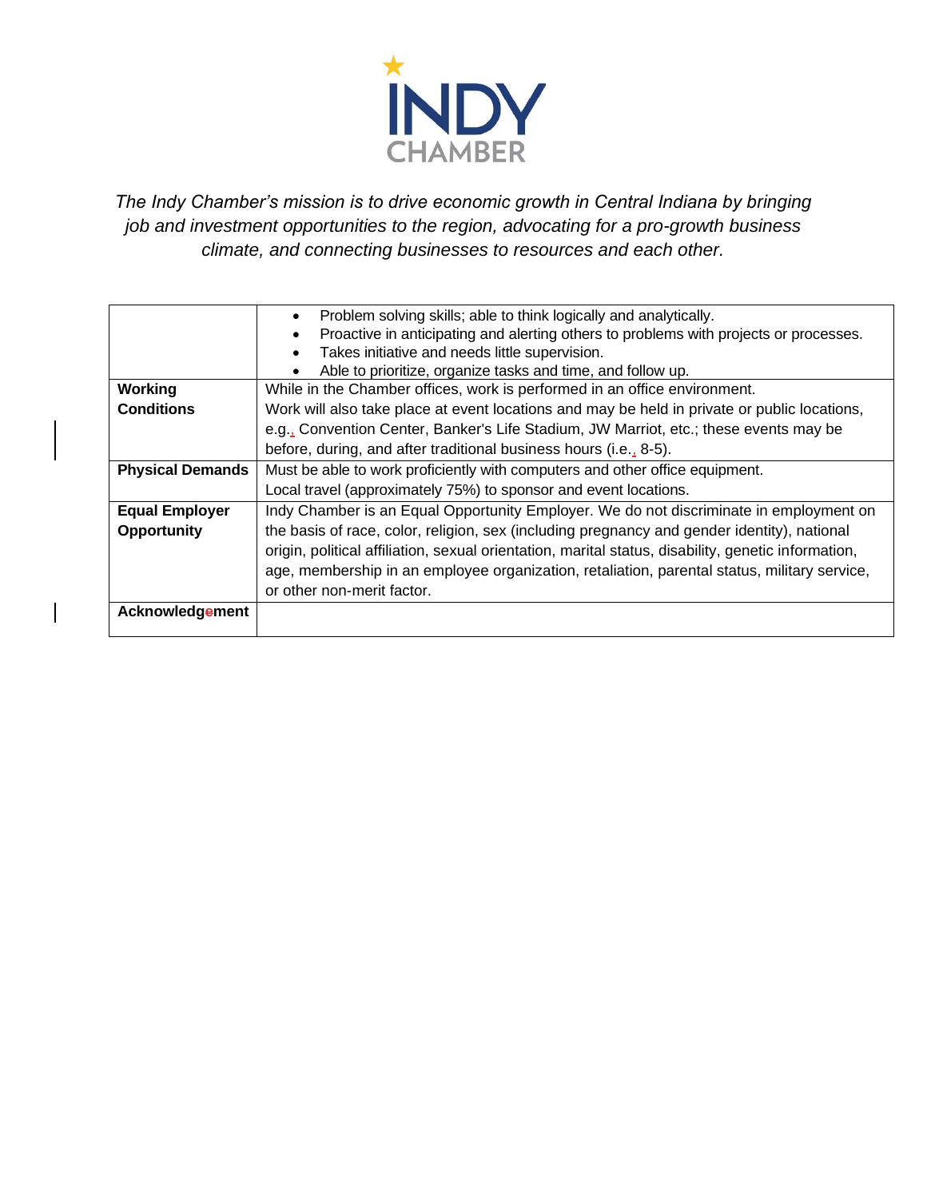INDY CHAMBER

*The Indy Chamber's mission is to drive economic growth in Central Indiana by bringing job and investment opportunities to the region, advocating for a pro-growth business climate, and connecting businesses to resources and each other.*

| | |
|---|---|
| | • Problem solving skills; able to think logically and analytically.<br>• Proactive in anticipating and alerting others to problems with projects or processes.<br>• Takes initiative and needs little supervision.<br>• Able to prioritize, organize tasks and time, and follow up. |
| **Working Conditions** | While in the Chamber offices, work is performed in an office environment.<br>Work will also take place at event locations and may be held in private or public locations, e.g., Convention Center, Banker's Life Stadium, JW Marriot, etc.; these events may be before, during, and after traditional business hours (i.e., 8-5). |
| **Physical Demands** | Must be able to work proficiently with computers and other office equipment.<br>Local travel (approximately 75%) to sponsor and event locations. |
| **Equal Employer Opportunity** | Indy Chamber is an Equal Opportunity Employer. We do not discriminate in employment on the basis of race, color, religion, sex (including pregnancy and gender identity), national origin, political affiliation, sexual orientation, marital status, disability, genetic information, age, membership in an employee organization, retaliation, parental status, military service, or other non-merit factor. |
| **Acknowledgement** | |